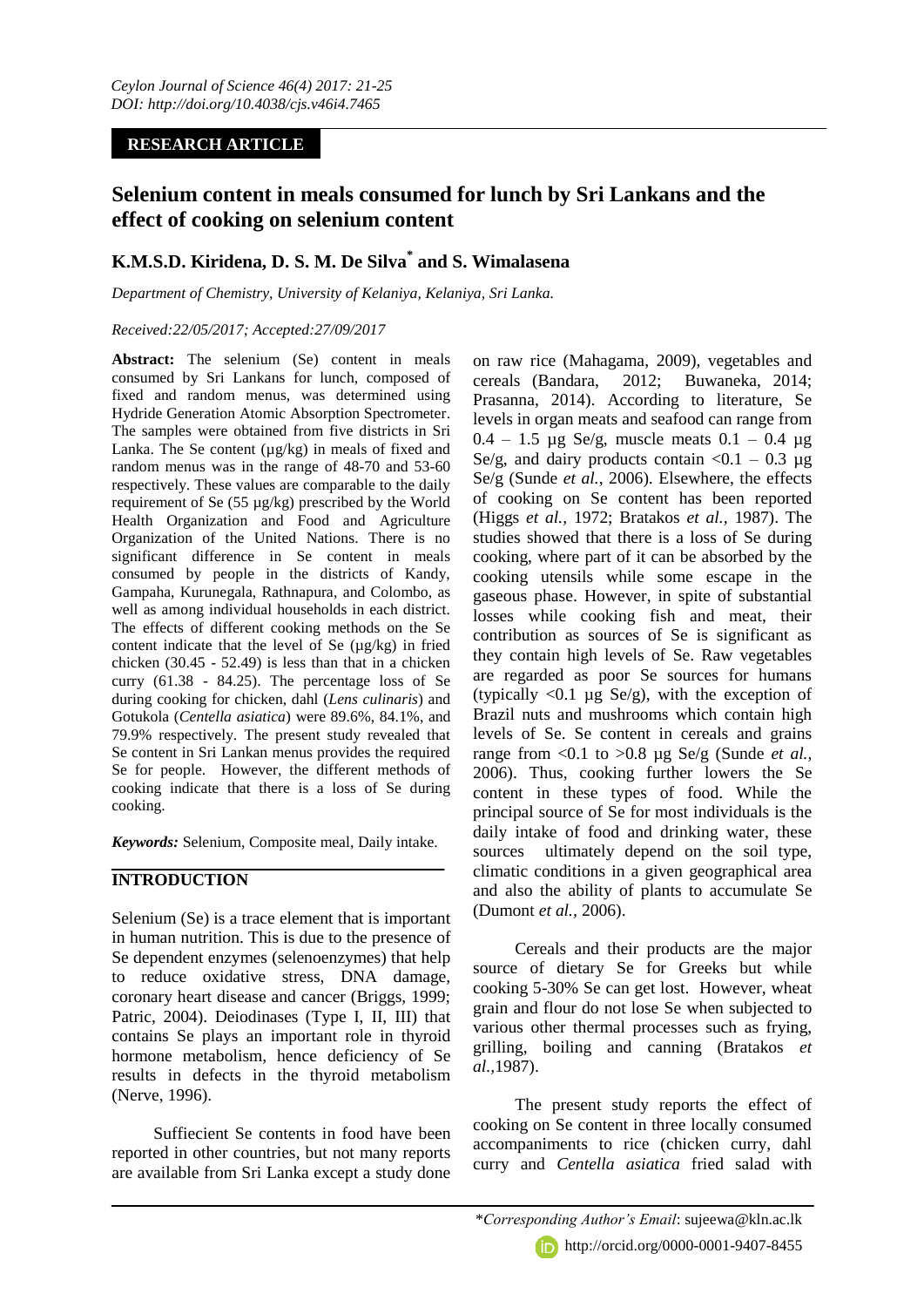**RESEARCH ARTICLE**

# Selenium content in meals consumed for lunch by Sri Lankans and the effect of cooking on selenium content

**K.M.S.D. Kiridena, D. S. M. De Silva[*] and S. Wimalasena**

*Department of Chemistry, University of Kelaniya, Kelaniya, Sri Lanka.*

*Received:22/05/2017; Accepted:27/09/2017*

**Abstract:** The selenium (Se) content in meals consumed by Sri Lankans for lunch, composed of fixed and random menus, was determined using Hydride Generation Atomic Absorption Spectrometer. The samples were obtained from five districts in Sri Lanka. The Se content (µg/kg) in meals of fixed and random menus was in the range of 48-70 and 53-60 respectively. These values are comparable to the daily requirement of Se (55 µg/kg) prescribed by the World Health Organization and Food and Agriculture Organization of the United Nations. There is no significant difference in Se content in meals consumed by people in the districts of Kandy, Gampaha, Kurunegala, Rathnapura, and Colombo, as well as among individual households in each district. The effects of different cooking methods on the Se content indicate that the level of Se (µg/kg) in fried chicken (30.45 - 52.49) is less than that in a chicken curry (61.38 - 84.25). The percentage loss of Se during cooking for chicken, dahl (*Lens culinaris*) and Gotukola (*Centella asiatica*) were 89.6%, 84.1%, and 79.9% respectively. The present study revealed that Se content in Sri Lankan menus provides the required Se for people. However, the different methods of cooking indicate that there is a loss of Se during cooking.

***Keywords:*** Selenium, Composite meal, Daily intake.

## INTRODUCTION

Selenium (Se) is a trace element that is important in human nutrition. This is due to the presence of Se dependent enzymes (selenoenzymes) that help to reduce oxidative stress, DNA damage, coronary heart disease and cancer (Briggs, 1999; Patric, 2004). Deiodinases (Type I, II, III) that contains Se plays an important role in thyroid hormone metabolism, hence deficiency of Se results in defects in the thyroid metabolism (Nerve, 1996).

Suffiecient Se contents in food have been reported in other countries, but not many reports are available from Sri Lanka except a study done on raw rice (Mahagama, 2009), vegetables and cereals (Bandara, 2012; Buwaneka, 2014; Prasanna, 2014). According to literature, Se levels in organ meats and seafood can range from 0.4 – 1.5 µg Se/g, muscle meats 0.1 – 0.4 µg Se/g, and dairy products contain <0.1 – 0.3 µg Se/g (Sunde *et al.,* 2006). Elsewhere, the effects of cooking on Se content has been reported (Higgs *et al.,* 1972; Bratakos *et al.,* 1987). The studies showed that there is a loss of Se during cooking, where part of it can be absorbed by the cooking utensils while some escape in the gaseous phase. However, in spite of substantial losses while cooking fish and meat, their contribution as sources of Se is significant as they contain high levels of Se. Raw vegetables are regarded as poor Se sources for humans (typically <0.1 µg Se/g), with the exception of Brazil nuts and mushrooms which contain high levels of Se. Se content in cereals and grains range from <0.1 to >0.8 µg Se/g (Sunde *et al.,* 2006). Thus, cooking further lowers the Se content in these types of food. While the principal source of Se for most individuals is the daily intake of food and drinking water, these sources ultimately depend on the soil type, climatic conditions in a given geographical area and also the ability of plants to accumulate Se (Dumont *et al.,* 2006).

Cereals and their products are the major source of dietary Se for Greeks but while cooking 5-30% Se can get lost. However, wheat grain and flour do not lose Se when subjected to various other thermal processes such as frying, grilling, boiling and canning (Bratakos *et al.,*1987).

The present study reports the effect of cooking on Se content in three locally consumed accompaniments to rice (chicken curry, dahl curry and *Centella asiatica* fried salad with

*\*Corresponding Author's Email*: sujeewa@kln.ac.lk
http://orcid.org/0000-0001-9407-8455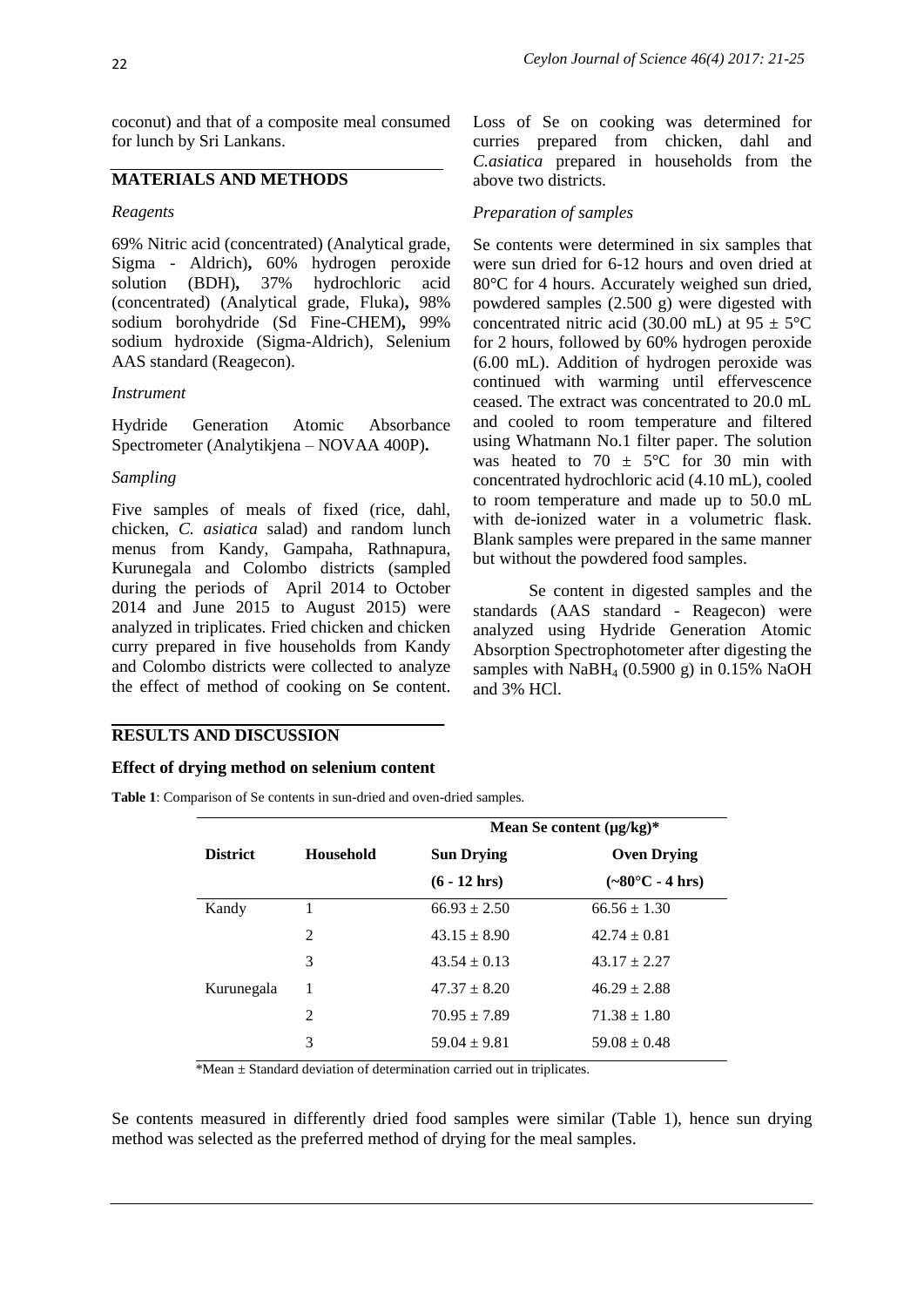coconut) and that of a composite meal consumed for lunch by Sri Lankans.

## MATERIALS AND METHODS

### *Reagents*

69% Nitric acid (concentrated) (Analytical grade, Sigma - Aldrich)**,** 60% hydrogen peroxide solution (BDH)**,** 37% hydrochloric acid (concentrated) (Analytical grade, Fluka)**,** 98% sodium borohydride (Sd Fine-CHEM)**,** 99% sodium hydroxide (Sigma-Aldrich), Selenium AAS standard (Reagecon).

### *Instrument*

Hydride Generation Atomic Absorbance Spectrometer (Analytikjena – NOVAA 400P)**.**

### *Sampling*

Five samples of meals of fixed (rice, dahl, chicken, *C. asiatica* salad) and random lunch menus from Kandy, Gampaha, Rathnapura, Kurunegala and Colombo districts (sampled during the periods of April 2014 to October 2014 and June 2015 to August 2015) were analyzed in triplicates. Fried chicken and chicken curry prepared in five households from Kandy and Colombo districts were collected to analyze the effect of method of cooking on Se content. Loss of Se on cooking was determined for curries prepared from chicken, dahl and *C.asiatica* prepared in households from the above two districts.

### *Preparation of samples*

Se contents were determined in six samples that were sun dried for 6-12 hours and oven dried at 80°C for 4 hours. Accurately weighed sun dried, powdered samples (2.500 g) were digested with concentrated nitric acid (30.00 mL) at 95 ± 5°C for 2 hours, followed by 60% hydrogen peroxide (6.00 mL). Addition of hydrogen peroxide was continued with warming until effervescence ceased. The extract was concentrated to 20.0 mL and cooled to room temperature and filtered using Whatmann No.1 filter paper. The solution was heated to 70 ± 5°C for 30 min with concentrated hydrochloric acid (4.10 mL), cooled to room temperature and made up to 50.0 mL with de-ionized water in a volumetric flask. Blank samples were prepared in the same manner but without the powdered food samples.

Se content in digested samples and the standards (AAS standard - Reagecon) were analyzed using Hydride Generation Atomic Absorption Spectrophotometer after digesting the samples with $NaBH_4$ (0.5900 g) in 0.15% NaOH and 3% HCl.

## RESULTS AND DISCUSSION

### Effect of drying method on selenium content

**Table 1**: Comparison of Se contents in sun-dried and oven-dried samples.

| District | Household | Mean Se content (µg/kg)* | |
|---|---|---|---|
| | | **Sun Drying (6 - 12 hrs)** | **Oven Drying (~80°C - 4 hrs)** |
| Kandy | 1 | 66.93 ± 2.50 | 66.56 ± 1.30 |
| | 2 | 43.15 ± 8.90 | 42.74 ± 0.81 |
| | 3 | 43.54 ± 0.13 | 43.17 ± 2.27 |
| Kurunegala | 1 | 47.37 ± 8.20 | 46.29 ± 2.88 |
| | 2 | 70.95 ± 7.89 | 71.38 ± 1.80 |
| | 3 | 59.04 ± 9.81 | 59.08 ± 0.48 |

*Mean ± Standard deviation of determination carried out in triplicates.

Se contents measured in differently dried food samples were similar (Table 1), hence sun drying method was selected as the preferred method of drying for the meal samples.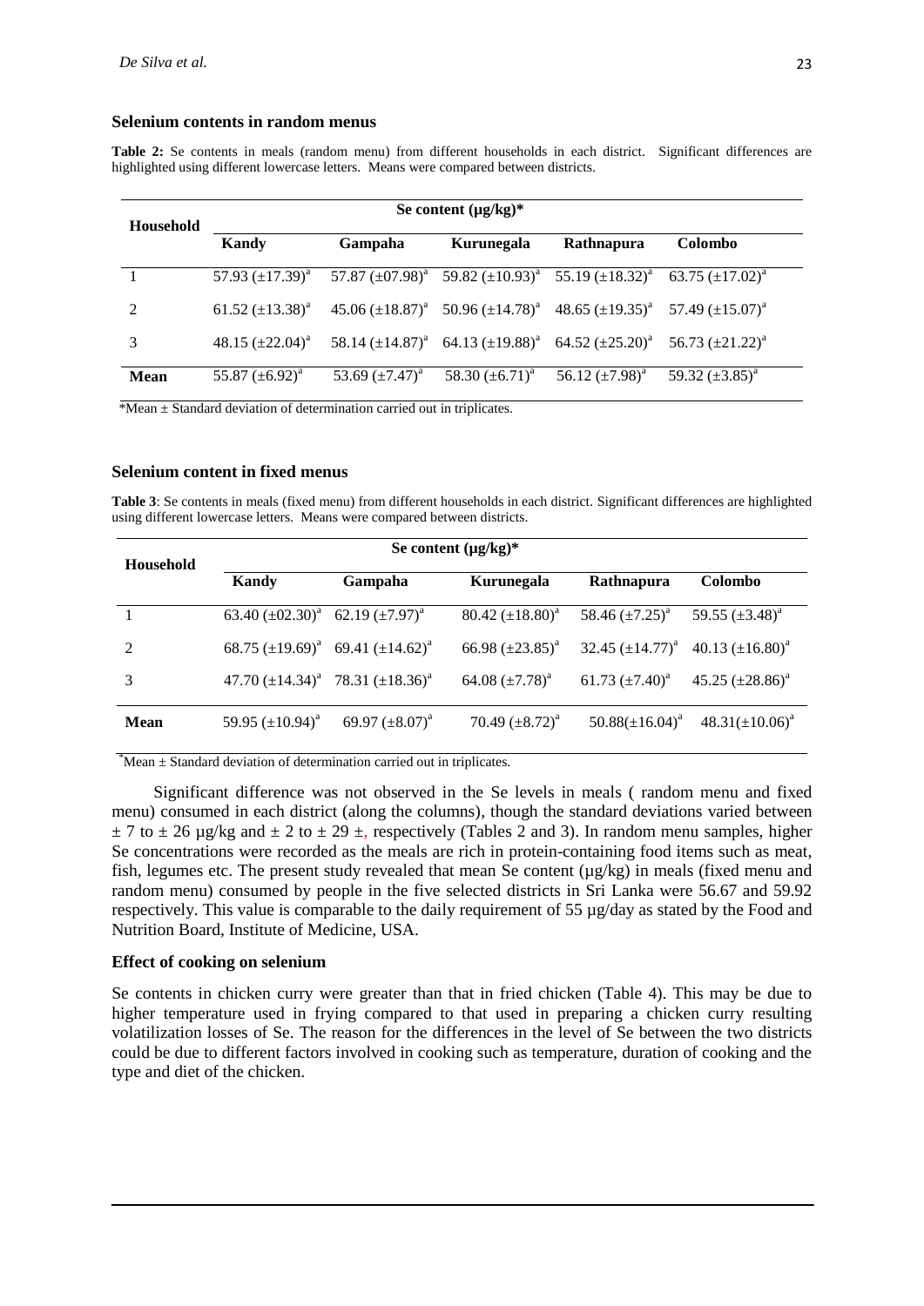### Selenium contents in random menus

**Table 2:** Se contents in meals (random menu) from different households in each district. Significant differences are highlighted using different lowercase letters. Means were compared between districts.

| Household | Se content (µg/kg)* | | | | |
|---|---|---|---|---|---|
| | Kandy | Gampaha | Kurunegala | Rathnapura | Colombo |
| 1 | 57.93 (±17.39)[a] | 57.87 (±07.98)[a] | 59.82 (±10.93)[a] | 55.19 (±18.32)[a] | 63.75 (±17.02)[a] |
| 2 | 61.52 (±13.38)[a] | 45.06 (±18.87)[a] | 50.96 (±14.78)[a] | 48.65 (±19.35)[a] | 57.49 (±15.07)[a] |
| 3 | 48.15 (±22.04)[a] | 58.14 (±14.87)[a] | 64.13 (±19.88)[a] | 64.52 (±25.20)[a] | 56.73 (±21.22)[a] |
| **Mean** | 55.87 (±6.92)[a] | 53.69 (±7.47)[a] | 58.30 (±6.71)[a] | 56.12 (±7.98)[a] | 59.32 (±3.85)[a] |

*Mean ± Standard deviation of determination carried out in triplicates.

### Selenium content in fixed menus

**Table 3**: Se contents in meals (fixed menu) from different households in each district. Significant differences are highlighted using different lowercase letters. Means were compared between districts.

| Household | Se content (µg/kg)* | | | | |
|---|---|---|---|---|---|
| | Kandy | Gampaha | Kurunegala | Rathnapura | Colombo |
| 1 | 63.40 (±02.30)[a] | 62.19 (±7.97)[a] | 80.42 (±18.80)[a] | 58.46 (±7.25)[a] | 59.55 (±3.48)[a] |
| 2 | 68.75 (±19.69)[a] | 69.41 (±14.62)[a] | 66.98 (±23.85)[a] | 32.45 (±14.77)[a] | 40.13 (±16.80)[a] |
| 3 | 47.70 (±14.34)[a] | 78.31 (±18.36)[a] | 64.08 (±7.78)[a] | 61.73 (±7.40)[a] | 45.25 (±28.86)[a] |
| **Mean** | 59.95 (±10.94)[a] | 69.97 (±8.07)[a] | 70.49 (±8.72)[a] | 50.88(±16.04)[a] | 48.31(±10.06)[a] |

*Mean ± Standard deviation of determination carried out in triplicates.

Significant difference was not observed in the Se levels in meals ( random menu and fixed menu) consumed in each district (along the columns), though the standard deviations varied between ± 7 to ± 26 µg/kg and ± 2 to ± 29 ±, respectively (Tables 2 and 3). In random menu samples, higher Se concentrations were recorded as the meals are rich in protein-containing food items such as meat, fish, legumes etc. The present study revealed that mean Se content (µg/kg) in meals (fixed menu and random menu) consumed by people in the five selected districts in Sri Lanka were 56.67 and 59.92 respectively. This value is comparable to the daily requirement of 55 µg/day as stated by the Food and Nutrition Board, Institute of Medicine, USA.

### Effect of cooking on selenium

Se contents in chicken curry were greater than that in fried chicken (Table 4). This may be due to higher temperature used in frying compared to that used in preparing a chicken curry resulting volatilization losses of Se. The reason for the differences in the level of Se between the two districts could be due to different factors involved in cooking such as temperature, duration of cooking and the type and diet of the chicken.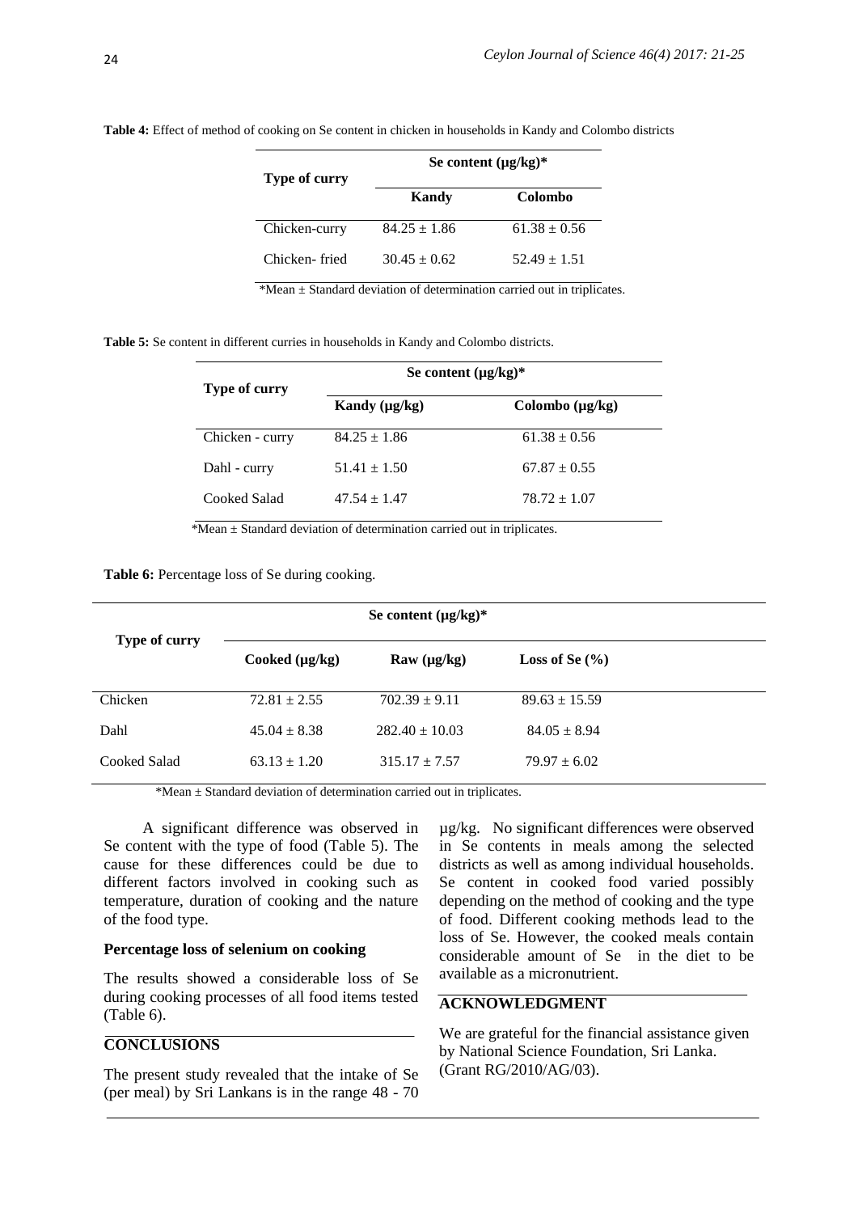**Table 4:** Effect of method of cooking on Se content in chicken in households in Kandy and Colombo districts

| Type of curry | Se content (µg/kg)* | |
|---|---|---|
| | Kandy | Colombo |
| Chicken-curry | 84.25 ± 1.86 | 61.38 ± 0.56 |
| Chicken- fried | 30.45 ± 0.62 | 52.49 ± 1.51 |

*Mean ± Standard deviation of determination carried out in triplicates.

**Table 5:** Se content in different curries in households in Kandy and Colombo districts.

| Type of curry | Se content (µg/kg)* | |
|---|---|---|
| | Kandy (µg/kg) | Colombo (µg/kg) |
| Chicken - curry | 84.25 ± 1.86 | 61.38 ± 0.56 |
| Dahl - curry | 51.41 ± 1.50 | 67.87 ± 0.55 |
| Cooked Salad | 47.54 ± 1.47 | 78.72 ± 1.07 |

*Mean ± Standard deviation of determination carried out in triplicates.

**Table 6:** Percentage loss of Se during cooking.

| Type of curry | Se content (µg/kg)* | | |
|---|---|---|---|
| | Cooked (µg/kg) | Raw (µg/kg) | Loss of Se (%) |
| Chicken | 72.81 ± 2.55 | 702.39 ± 9.11 | 89.63 ± 15.59 |
| Dahl | 45.04 ± 8.38 | 282.40 ± 10.03 | 84.05 ± 8.94 |
| Cooked Salad | 63.13 ± 1.20 | 315.17 ± 7.57 | 79.97 ± 6.02 |

*Mean ± Standard deviation of determination carried out in triplicates.

A significant difference was observed in Se content with the type of food (Table 5). The cause for these differences could be due to different factors involved in cooking such as temperature, duration of cooking and the nature of the food type.

### Percentage loss of selenium on cooking

The results showed a considerable loss of Se during cooking processes of all food items tested (Table 6).

## CONCLUSIONS

The present study revealed that the intake of Se (per meal) by Sri Lankans is in the range 48 - 70 µg/kg. No significant differences were observed in Se contents in meals among the selected districts as well as among individual households. Se content in cooked food varied possibly depending on the method of cooking and the type of food. Different cooking methods lead to the loss of Se. However, the cooked meals contain considerable amount of Se in the diet to be available as a micronutrient.

## ACKNOWLEDGMENT

We are grateful for the financial assistance given by National Science Foundation, Sri Lanka. (Grant RG/2010/AG/03).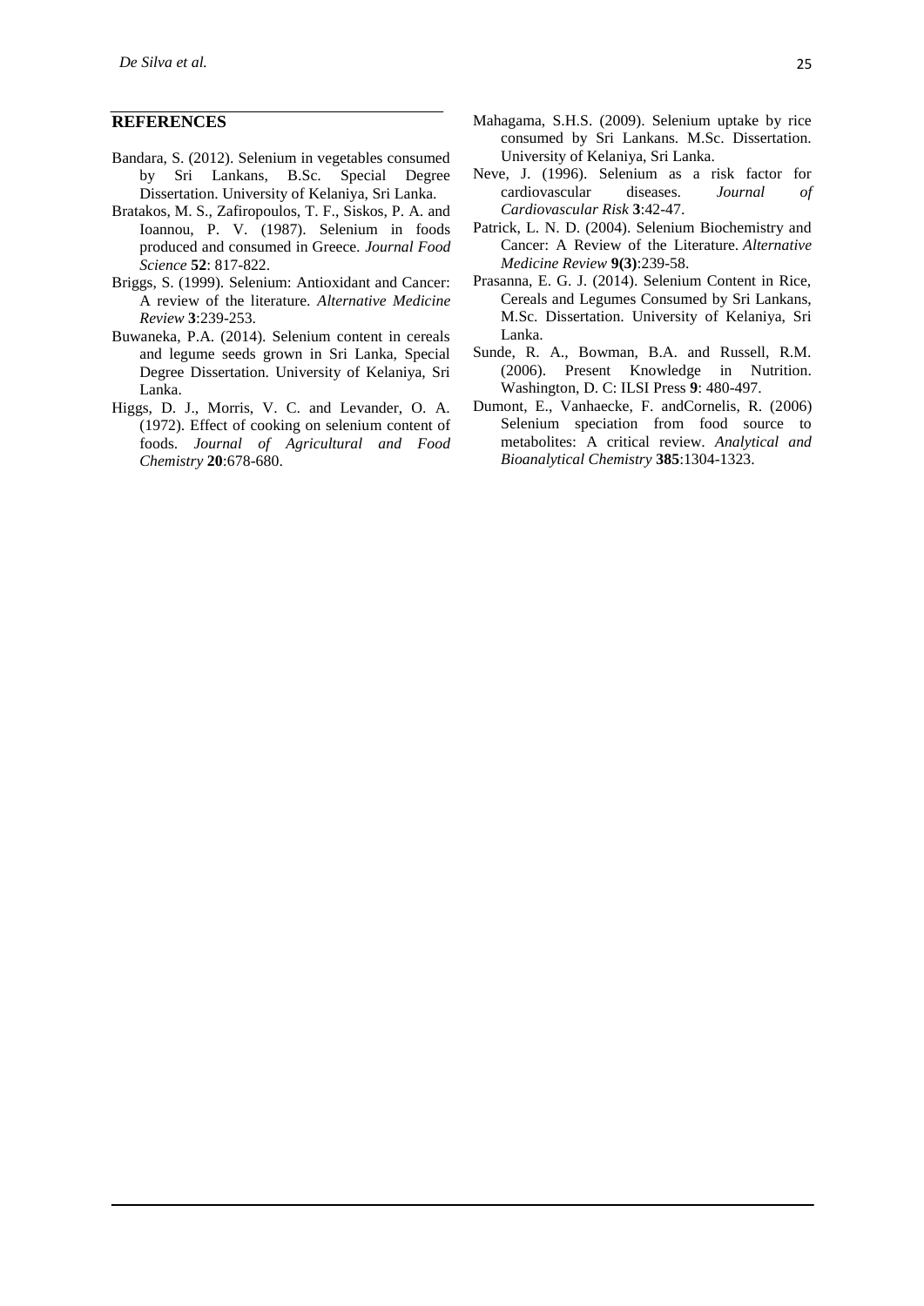## REFERENCES

Bandara, S. (2012). Selenium in vegetables consumed by Sri Lankans, B.Sc. Special Degree Dissertation. University of Kelaniya, Sri Lanka.

Bratakos, M. S., Zafiropoulos, T. F., Siskos, P. A. and Ioannou, P. V. (1987). Selenium in foods produced and consumed in Greece. *Journal Food Science* **52**: 817-822.

Briggs, S. (1999). Selenium: Antioxidant and Cancer: A review of the literature. *Alternative Medicine Review* **3**:239-253.

Buwaneka, P.A. (2014). Selenium content in cereals and legume seeds grown in Sri Lanka, Special Degree Dissertation. University of Kelaniya, Sri Lanka.

Higgs, D. J., Morris, V. C. and Levander, O. A. (1972). Effect of cooking on selenium content of foods. *Journal of Agricultural and Food Chemistry* **20**:678-680.

Mahagama, S.H.S. (2009). Selenium uptake by rice consumed by Sri Lankans. M.Sc. Dissertation. University of Kelaniya, Sri Lanka.

Neve, J. (1996). Selenium as a risk factor for cardiovascular diseases. *Journal of Cardiovascular Risk* **3**:42-47.

Patrick, L. N. D. (2004). Selenium Biochemistry and Cancer: A Review of the Literature. *Alternative Medicine Review* **9(3)**:239-58.

Prasanna, E. G. J. (2014). Selenium Content in Rice, Cereals and Legumes Consumed by Sri Lankans, M.Sc. Dissertation. University of Kelaniya, Sri Lanka.

Sunde, R. A., Bowman, B.A. and Russell, R.M. (2006). Present Knowledge in Nutrition. Washington, D. C: ILSI Press **9**: 480-497.

Dumont, E., Vanhaecke, F. andCornelis, R. (2006) Selenium speciation from food source to metabolites: A critical review. *Analytical and Bioanalytical Chemistry* **385**:1304-1323.